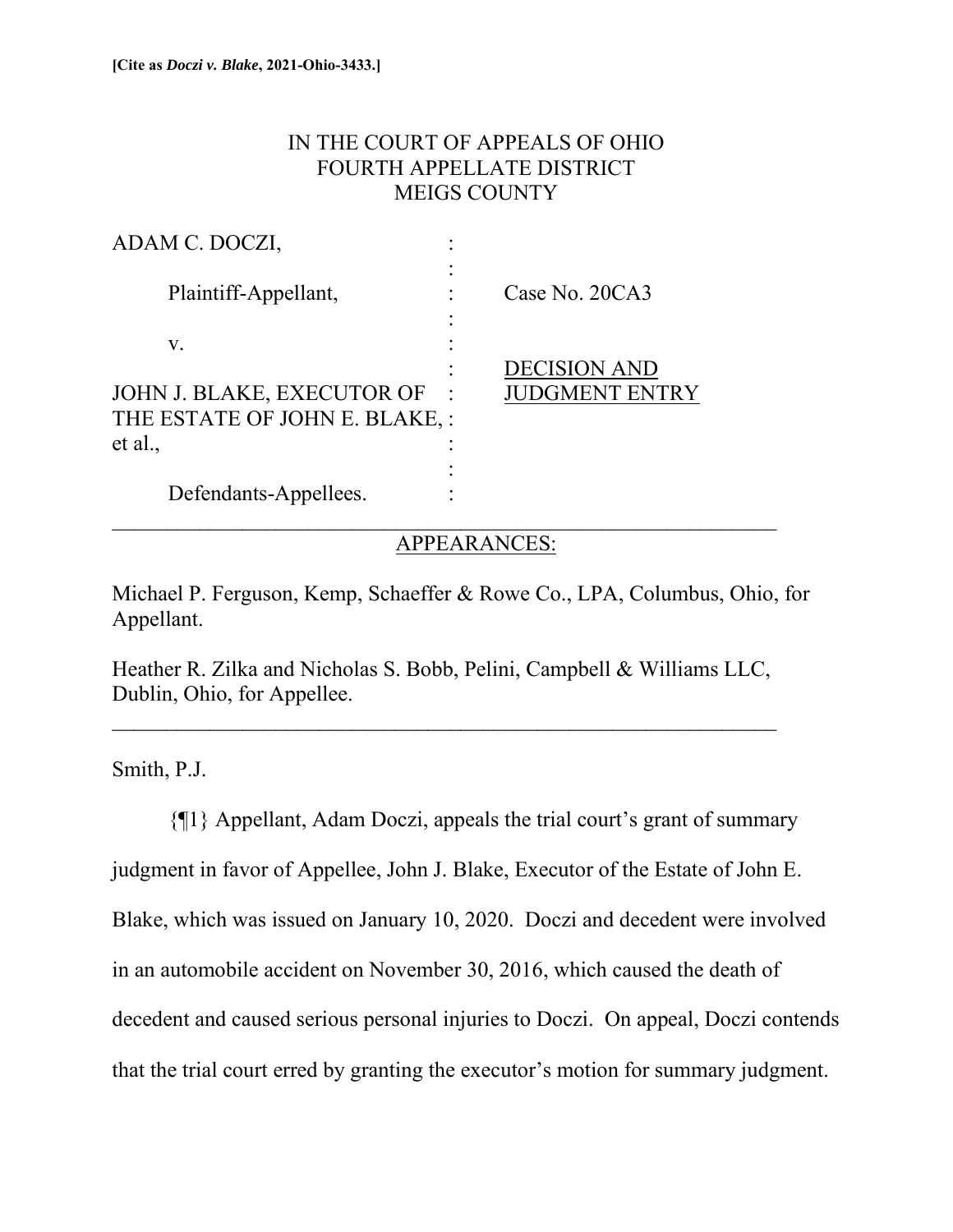**[Cite as *Doczi v. Blake*, 2021-Ohio-3433.]**

IN THE COURT OF APPEALS OF OHIO
FOURTH APPELLATE DISTRICT
MEIGS COUNTY

ADAM C. DOCZI,

Plaintiff-Appellant,

v.

JOHN J. BLAKE, EXECUTOR OF THE ESTATE OF JOHN E. BLAKE, et al.,

Defendants-Appellees.

Case No. 20CA3

DECISION AND JUDGMENT ENTRY

---

APPEARANCES:

Michael P. Ferguson, Kemp, Schaeffer & Rowe Co., LPA, Columbus, Ohio, for Appellant.

Heather R. Zilka and Nicholas S. Bobb, Pelini, Campbell & Williams LLC, Dublin, Ohio, for Appellee.

---

Smith, P.J.

{¶1} Appellant, Adam Doczi, appeals the trial court's grant of summary judgment in favor of Appellee, John J. Blake, Executor of the Estate of John E. Blake, which was issued on January 10, 2020. Doczi and decedent were involved in an automobile accident on November 30, 2016, which caused the death of decedent and caused serious personal injuries to Doczi. On appeal, Doczi contends that the trial court erred by granting the executor's motion for summary judgment.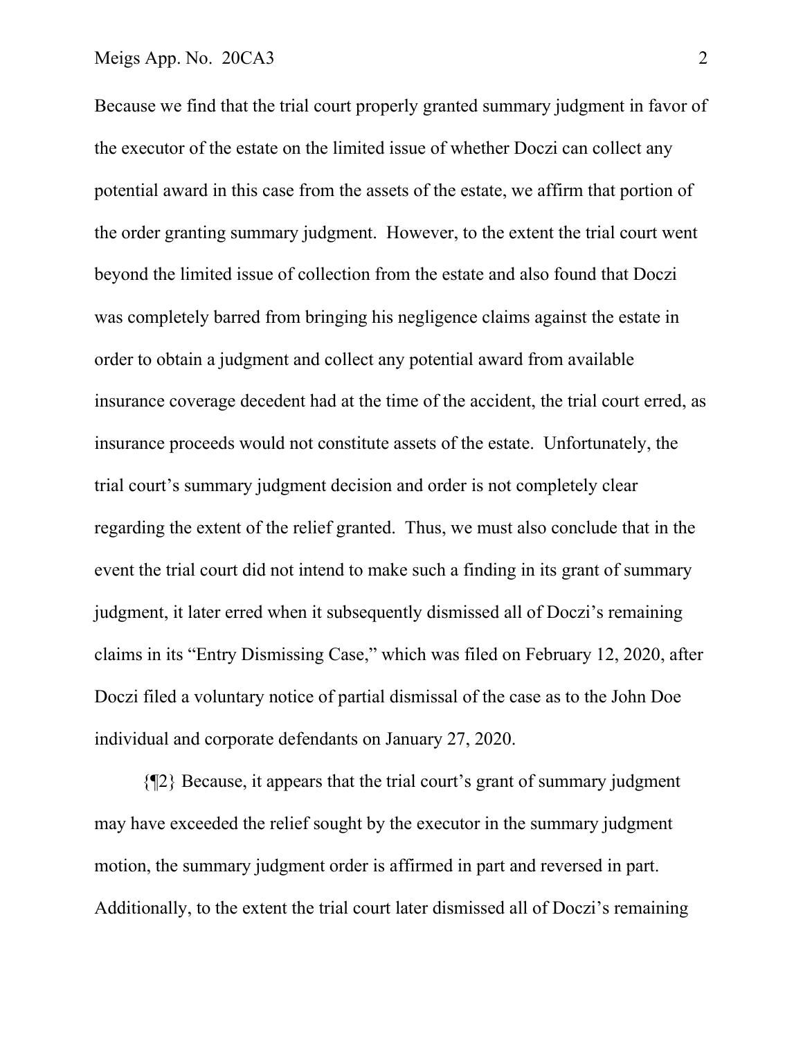Because we find that the trial court properly granted summary judgment in favor of the executor of the estate on the limited issue of whether Doczi can collect any potential award in this case from the assets of the estate, we affirm that portion of the order granting summary judgment. However, to the extent the trial court went beyond the limited issue of collection from the estate and also found that Doczi was completely barred from bringing his negligence claims against the estate in order to obtain a judgment and collect any potential award from available insurance coverage decedent had at the time of the accident, the trial court erred, as insurance proceeds would not constitute assets of the estate. Unfortunately, the trial court's summary judgment decision and order is not completely clear regarding the extent of the relief granted. Thus, we must also conclude that in the event the trial court did not intend to make such a finding in its grant of summary judgment, it later erred when it subsequently dismissed all of Doczi's remaining claims in its "Entry Dismissing Case," which was filed on February 12, 2020, after Doczi filed a voluntary notice of partial dismissal of the case as to the John Doe individual and corporate defendants on January 27, 2020.

{¶2} Because, it appears that the trial court's grant of summary judgment may have exceeded the relief sought by the executor in the summary judgment motion, the summary judgment order is affirmed in part and reversed in part. Additionally, to the extent the trial court later dismissed all of Doczi's remaining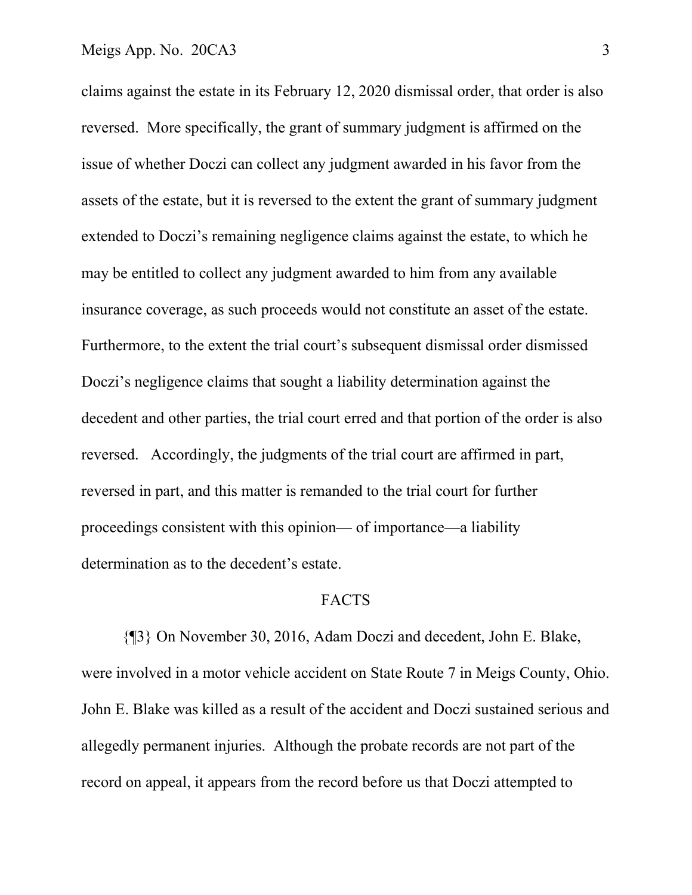claims against the estate in its February 12, 2020 dismissal order, that order is also reversed. More specifically, the grant of summary judgment is affirmed on the issue of whether Doczi can collect any judgment awarded in his favor from the assets of the estate, but it is reversed to the extent the grant of summary judgment extended to Doczi's remaining negligence claims against the estate, to which he may be entitled to collect any judgment awarded to him from any available insurance coverage, as such proceeds would not constitute an asset of the estate. Furthermore, to the extent the trial court's subsequent dismissal order dismissed Doczi's negligence claims that sought a liability determination against the decedent and other parties, the trial court erred and that portion of the order is also reversed. Accordingly, the judgments of the trial court are affirmed in part, reversed in part, and this matter is remanded to the trial court for further proceedings consistent with this opinion— of importance—a liability determination as to the decedent's estate.

## FACTS

{¶3} On November 30, 2016, Adam Doczi and decedent, John E. Blake, were involved in a motor vehicle accident on State Route 7 in Meigs County, Ohio. John E. Blake was killed as a result of the accident and Doczi sustained serious and allegedly permanent injuries. Although the probate records are not part of the record on appeal, it appears from the record before us that Doczi attempted to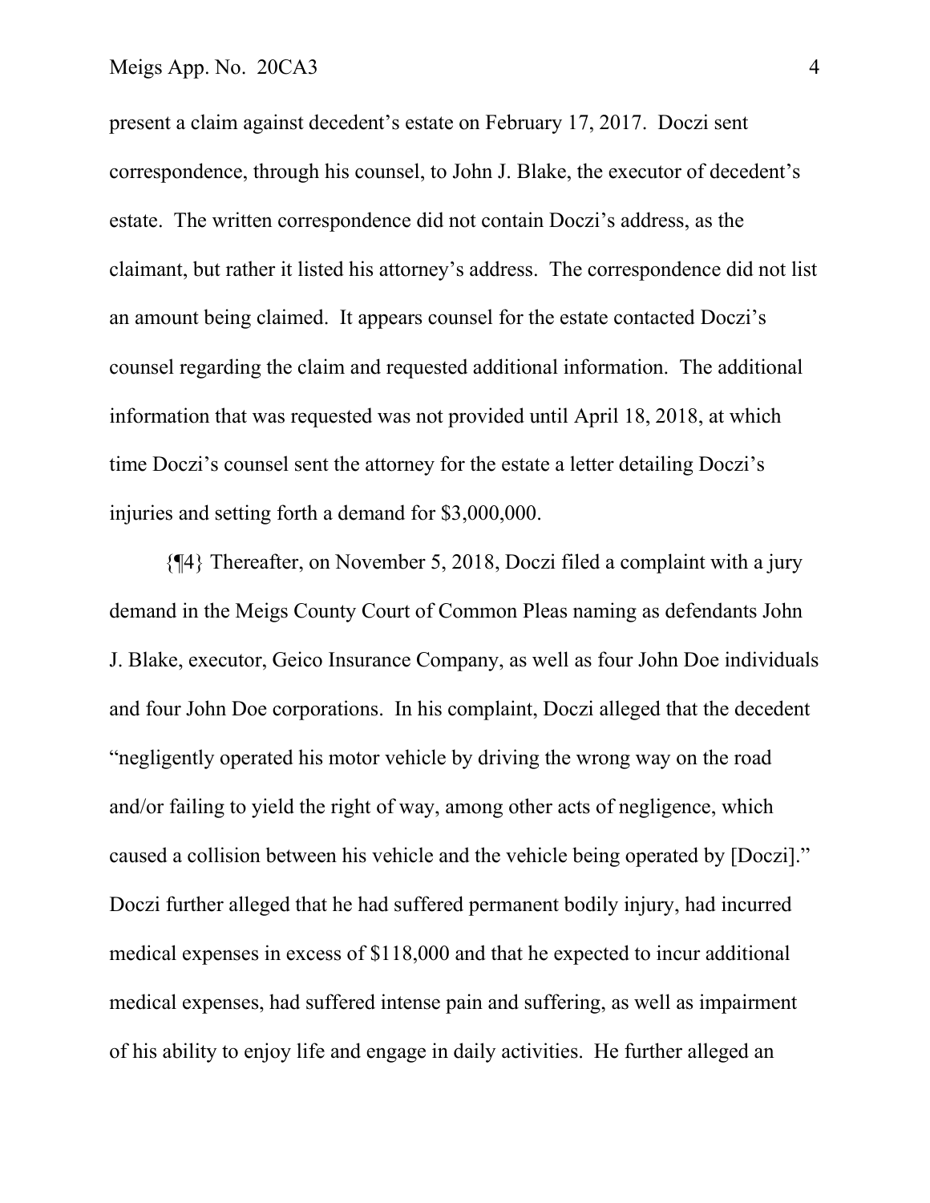present a claim against decedent's estate on February 17, 2017. Doczi sent correspondence, through his counsel, to John J. Blake, the executor of decedent's estate. The written correspondence did not contain Doczi's address, as the claimant, but rather it listed his attorney's address. The correspondence did not list an amount being claimed. It appears counsel for the estate contacted Doczi's counsel regarding the claim and requested additional information. The additional information that was requested was not provided until April 18, 2018, at which time Doczi's counsel sent the attorney for the estate a letter detailing Doczi's injuries and setting forth a demand for $3,000,000.

{¶4} Thereafter, on November 5, 2018, Doczi filed a complaint with a jury demand in the Meigs County Court of Common Pleas naming as defendants John J. Blake, executor, Geico Insurance Company, as well as four John Doe individuals and four John Doe corporations. In his complaint, Doczi alleged that the decedent "negligently operated his motor vehicle by driving the wrong way on the road and/or failing to yield the right of way, among other acts of negligence, which caused a collision between his vehicle and the vehicle being operated by [Doczi]." Doczi further alleged that he had suffered permanent bodily injury, had incurred medical expenses in excess of $118,000 and that he expected to incur additional medical expenses, had suffered intense pain and suffering, as well as impairment of his ability to enjoy life and engage in daily activities. He further alleged an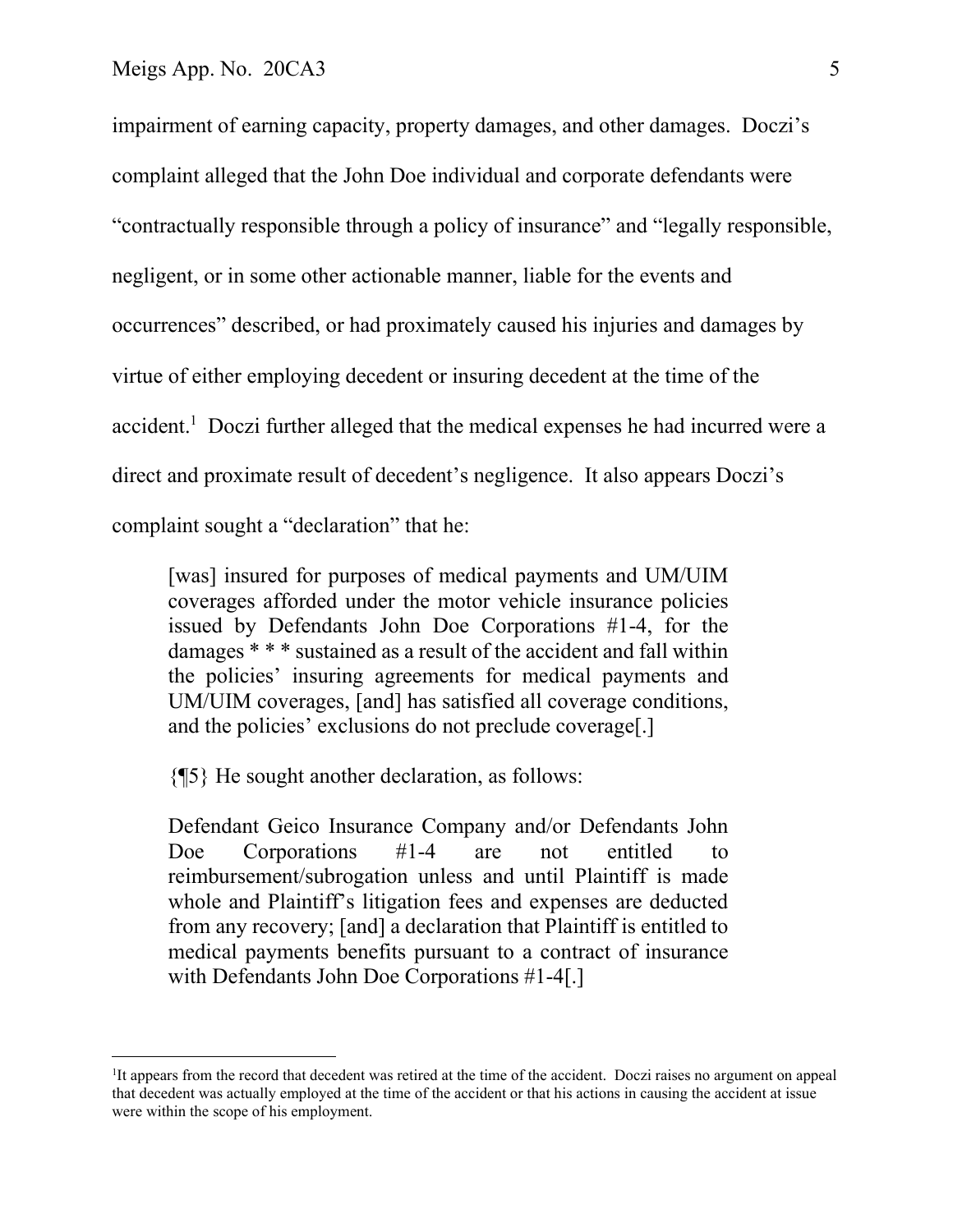impairment of earning capacity, property damages, and other damages. Doczi's complaint alleged that the John Doe individual and corporate defendants were "contractually responsible through a policy of insurance" and "legally responsible, negligent, or in some other actionable manner, liable for the events and occurrences" described, or had proximately caused his injuries and damages by virtue of either employing decedent or insuring decedent at the time of the accident.[1] Doczi further alleged that the medical expenses he had incurred were a direct and proximate result of decedent's negligence. It also appears Doczi's complaint sought a "declaration" that he:

> [was] insured for purposes of medical payments and UM/UIM coverages afforded under the motor vehicle insurance policies issued by Defendants John Doe Corporations #1-4, for the damages * * * sustained as a result of the accident and fall within the policies' insuring agreements for medical payments and UM/UIM coverages, [and] has satisfied all coverage conditions, and the policies' exclusions do not preclude coverage[.]

{¶5} He sought another declaration, as follows:

> Defendant Geico Insurance Company and/or Defendants John Doe Corporations #1-4 are not entitled to reimbursement/subrogation unless and until Plaintiff is made whole and Plaintiff's litigation fees and expenses are deducted from any recovery; [and] a declaration that Plaintiff is entitled to medical payments benefits pursuant to a contract of insurance with Defendants John Doe Corporations #1-4[.]

---

[1] It appears from the record that decedent was retired at the time of the accident. Doczi raises no argument on appeal that decedent was actually employed at the time of the accident or that his actions in causing the accident at issue were within the scope of his employment.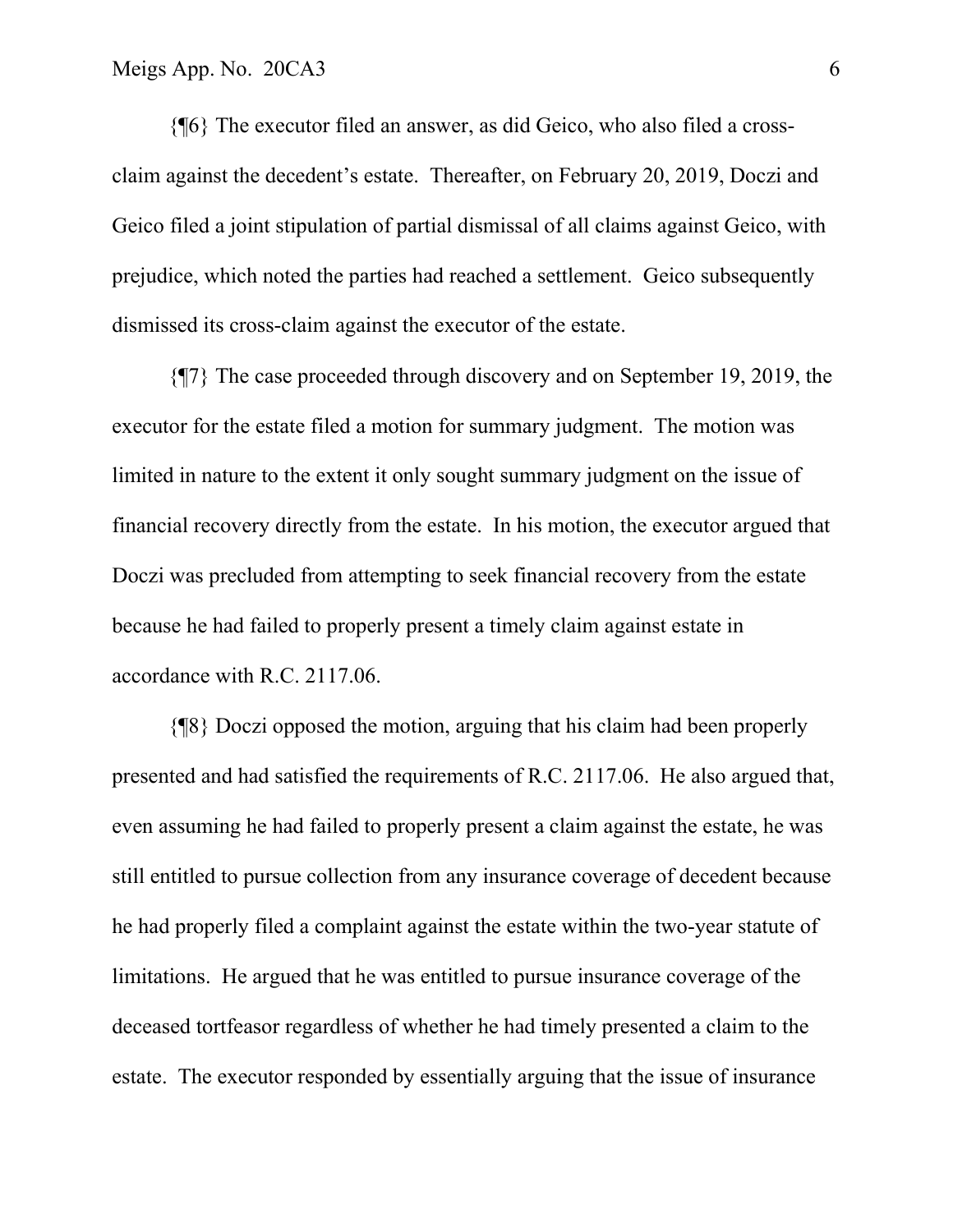{¶6} The executor filed an answer, as did Geico, who also filed a cross-claim against the decedent's estate. Thereafter, on February 20, 2019, Doczi and Geico filed a joint stipulation of partial dismissal of all claims against Geico, with prejudice, which noted the parties had reached a settlement. Geico subsequently dismissed its cross-claim against the executor of the estate.

{¶7} The case proceeded through discovery and on September 19, 2019, the executor for the estate filed a motion for summary judgment. The motion was limited in nature to the extent it only sought summary judgment on the issue of financial recovery directly from the estate. In his motion, the executor argued that Doczi was precluded from attempting to seek financial recovery from the estate because he had failed to properly present a timely claim against estate in accordance with R.C. 2117.06.

{¶8} Doczi opposed the motion, arguing that his claim had been properly presented and had satisfied the requirements of R.C. 2117.06. He also argued that, even assuming he had failed to properly present a claim against the estate, he was still entitled to pursue collection from any insurance coverage of decedent because he had properly filed a complaint against the estate within the two-year statute of limitations. He argued that he was entitled to pursue insurance coverage of the deceased tortfeasor regardless of whether he had timely presented a claim to the estate. The executor responded by essentially arguing that the issue of insurance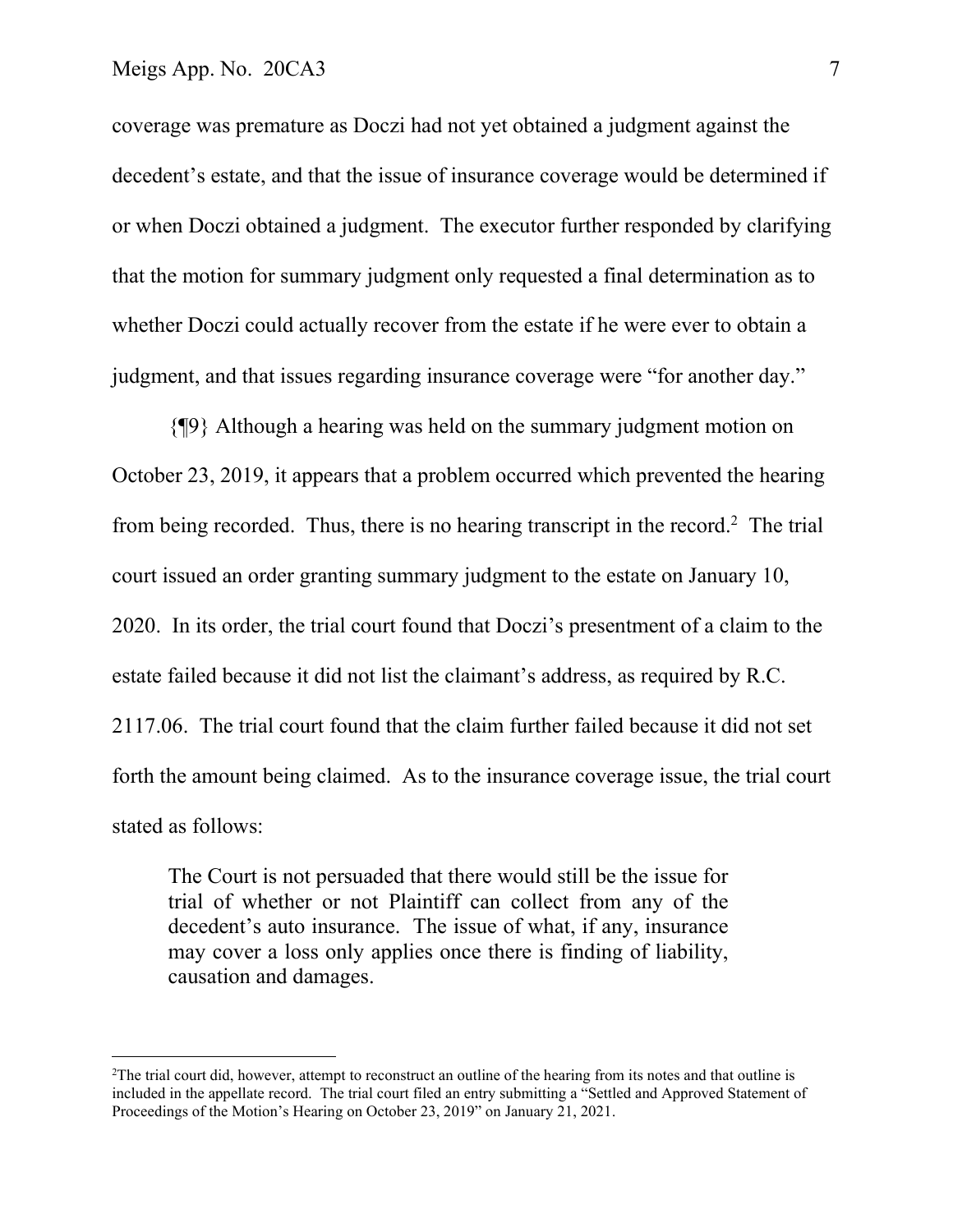coverage was premature as Doczi had not yet obtained a judgment against the decedent's estate, and that the issue of insurance coverage would be determined if or when Doczi obtained a judgment. The executor further responded by clarifying that the motion for summary judgment only requested a final determination as to whether Doczi could actually recover from the estate if he were ever to obtain a judgment, and that issues regarding insurance coverage were "for another day."

{¶9} Although a hearing was held on the summary judgment motion on October 23, 2019, it appears that a problem occurred which prevented the hearing from being recorded. Thus, there is no hearing transcript in the record.[2] The trial court issued an order granting summary judgment to the estate on January 10, 2020. In its order, the trial court found that Doczi's presentment of a claim to the estate failed because it did not list the claimant's address, as required by R.C. 2117.06. The trial court found that the claim further failed because it did not set forth the amount being claimed. As to the insurance coverage issue, the trial court stated as follows:

> The Court is not persuaded that there would still be the issue for trial of whether or not Plaintiff can collect from any of the decedent's auto insurance. The issue of what, if any, insurance may cover a loss only applies once there is finding of liability, causation and damages.

---

[2]The trial court did, however, attempt to reconstruct an outline of the hearing from its notes and that outline is included in the appellate record. The trial court filed an entry submitting a "Settled and Approved Statement of Proceedings of the Motion's Hearing on October 23, 2019" on January 21, 2021.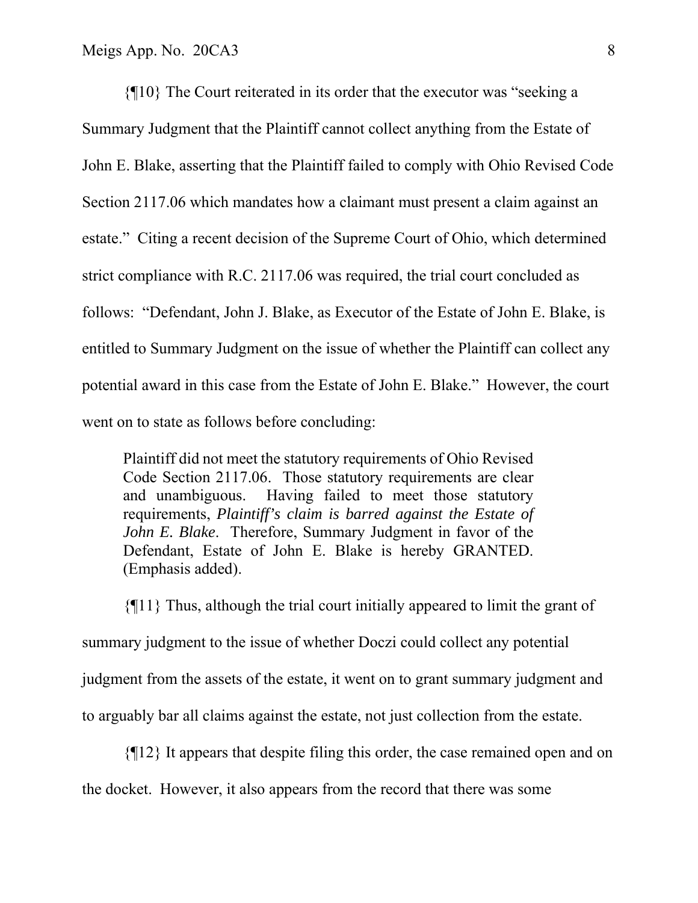{¶10} The Court reiterated in its order that the executor was "seeking a Summary Judgment that the Plaintiff cannot collect anything from the Estate of John E. Blake, asserting that the Plaintiff failed to comply with Ohio Revised Code Section 2117.06 which mandates how a claimant must present a claim against an estate." Citing a recent decision of the Supreme Court of Ohio, which determined strict compliance with R.C. 2117.06 was required, the trial court concluded as follows: "Defendant, John J. Blake, as Executor of the Estate of John E. Blake, is entitled to Summary Judgment on the issue of whether the Plaintiff can collect any potential award in this case from the Estate of John E. Blake." However, the court went on to state as follows before concluding:

> Plaintiff did not meet the statutory requirements of Ohio Revised Code Section 2117.06. Those statutory requirements are clear and unambiguous. Having failed to meet those statutory requirements, *Plaintiff's claim is barred against the Estate of John E. Blake*. Therefore, Summary Judgment in favor of the Defendant, Estate of John E. Blake is hereby GRANTED. (Emphasis added).

{¶11} Thus, although the trial court initially appeared to limit the grant of summary judgment to the issue of whether Doczi could collect any potential judgment from the assets of the estate, it went on to grant summary judgment and to arguably bar all claims against the estate, not just collection from the estate.

{¶12} It appears that despite filing this order, the case remained open and on the docket. However, it also appears from the record that there was some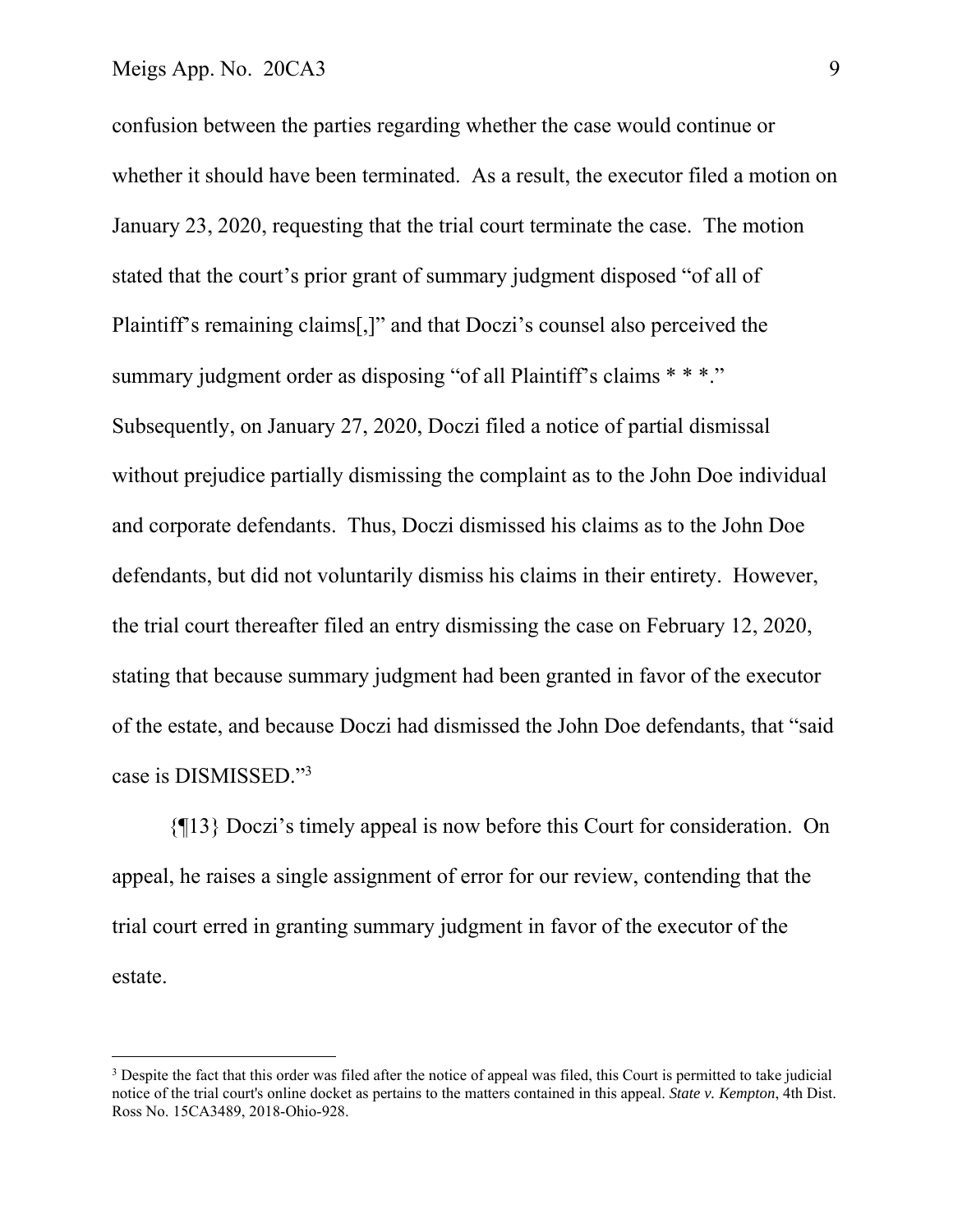confusion between the parties regarding whether the case would continue or whether it should have been terminated. As a result, the executor filed a motion on January 23, 2020, requesting that the trial court terminate the case. The motion stated that the court's prior grant of summary judgment disposed "of all of Plaintiff's remaining claims[,]" and that Doczi's counsel also perceived the summary judgment order as disposing "of all Plaintiff's claims * * *." Subsequently, on January 27, 2020, Doczi filed a notice of partial dismissal without prejudice partially dismissing the complaint as to the John Doe individual and corporate defendants. Thus, Doczi dismissed his claims as to the John Doe defendants, but did not voluntarily dismiss his claims in their entirety. However, the trial court thereafter filed an entry dismissing the case on February 12, 2020, stating that because summary judgment had been granted in favor of the executor of the estate, and because Doczi had dismissed the John Doe defendants, that "said case is DISMISSED."[3]

{¶13} Doczi's timely appeal is now before this Court for consideration. On appeal, he raises a single assignment of error for our review, contending that the trial court erred in granting summary judgment in favor of the executor of the estate.

---

[3] Despite the fact that this order was filed after the notice of appeal was filed, this Court is permitted to take judicial notice of the trial court's online docket as pertains to the matters contained in this appeal. *State v. Kempton*, 4th Dist. Ross No. 15CA3489, 2018-Ohio-928.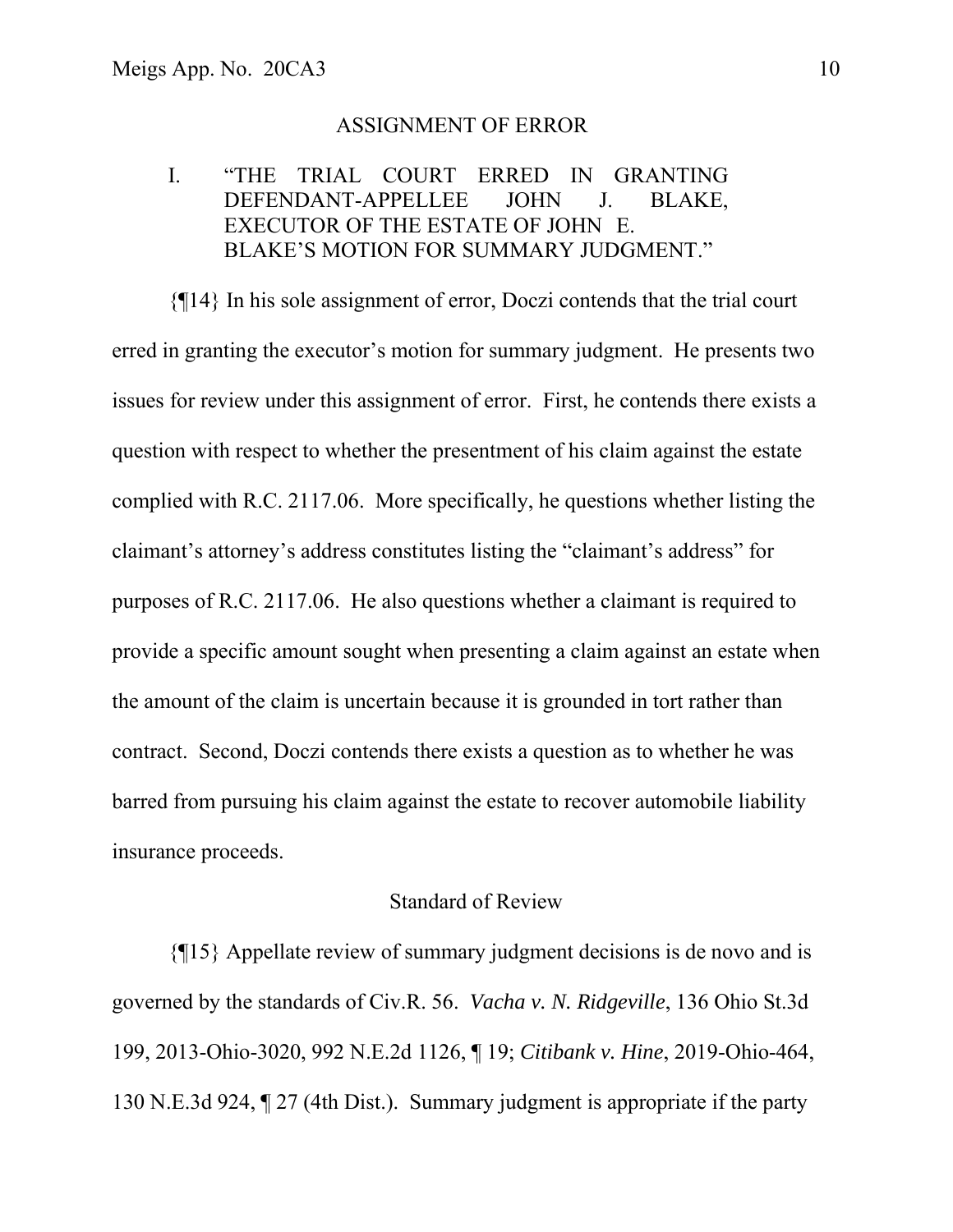## ASSIGNMENT OF ERROR

I. "THE TRIAL COURT ERRED IN GRANTING DEFENDANT-APPELLEE JOHN J. BLAKE, EXECUTOR OF THE ESTATE OF JOHN E. BLAKE'S MOTION FOR SUMMARY JUDGMENT."

{¶14} In his sole assignment of error, Doczi contends that the trial court erred in granting the executor's motion for summary judgment. He presents two issues for review under this assignment of error. First, he contends there exists a question with respect to whether the presentment of his claim against the estate complied with R.C. 2117.06. More specifically, he questions whether listing the claimant's attorney's address constitutes listing the "claimant's address" for purposes of R.C. 2117.06. He also questions whether a claimant is required to provide a specific amount sought when presenting a claim against an estate when the amount of the claim is uncertain because it is grounded in tort rather than contract. Second, Doczi contends there exists a question as to whether he was barred from pursuing his claim against the estate to recover automobile liability insurance proceeds.

### Standard of Review

{¶15} Appellate review of summary judgment decisions is de novo and is governed by the standards of Civ.R. 56. *Vacha v. N. Ridgeville*, 136 Ohio St.3d 199, 2013-Ohio-3020, 992 N.E.2d 1126, ¶ 19; *Citibank v. Hine*, 2019-Ohio-464, 130 N.E.3d 924, ¶ 27 (4th Dist.). Summary judgment is appropriate if the party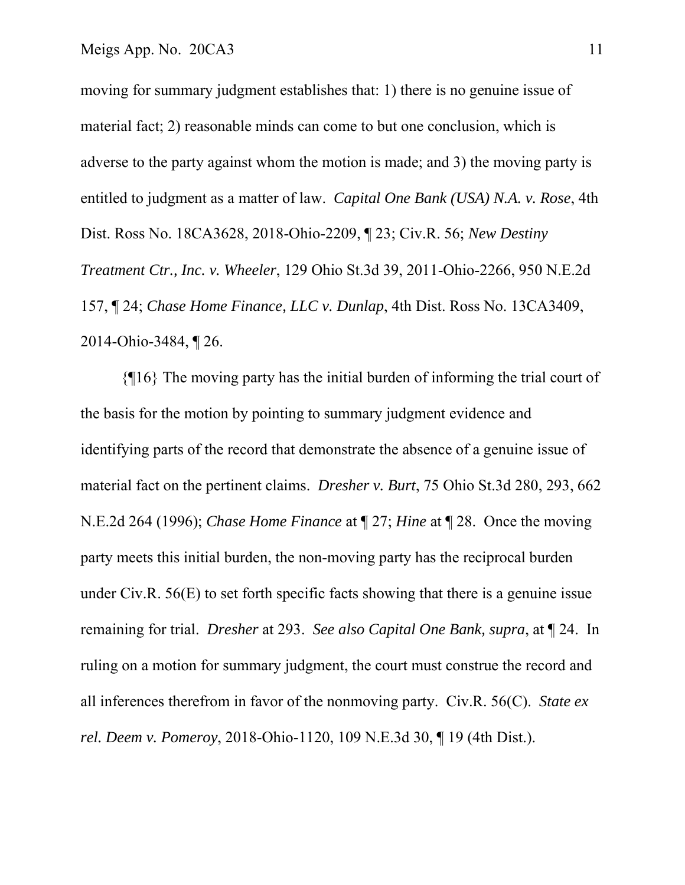moving for summary judgment establishes that: 1) there is no genuine issue of material fact; 2) reasonable minds can come to but one conclusion, which is adverse to the party against whom the motion is made; and 3) the moving party is entitled to judgment as a matter of law. *Capital One Bank (USA) N.A. v. Rose*, 4th Dist. Ross No. 18CA3628, 2018-Ohio-2209, ¶ 23; Civ.R. 56; *New Destiny Treatment Ctr., Inc. v. Wheeler*, 129 Ohio St.3d 39, 2011-Ohio-2266, 950 N.E.2d 157, ¶ 24; *Chase Home Finance, LLC v. Dunlap*, 4th Dist. Ross No. 13CA3409, 2014-Ohio-3484, ¶ 26.

{¶16} The moving party has the initial burden of informing the trial court of the basis for the motion by pointing to summary judgment evidence and identifying parts of the record that demonstrate the absence of a genuine issue of material fact on the pertinent claims. *Dresher v. Burt*, 75 Ohio St.3d 280, 293, 662 N.E.2d 264 (1996); *Chase Home Finance* at ¶ 27; *Hine* at ¶ 28. Once the moving party meets this initial burden, the non-moving party has the reciprocal burden under Civ.R. 56(E) to set forth specific facts showing that there is a genuine issue remaining for trial. *Dresher* at 293. *See also Capital One Bank, supra*, at ¶ 24. In ruling on a motion for summary judgment, the court must construe the record and all inferences therefrom in favor of the nonmoving party. Civ.R. 56(C). *State ex rel. Deem v. Pomeroy*, 2018-Ohio-1120, 109 N.E.3d 30, ¶ 19 (4th Dist.).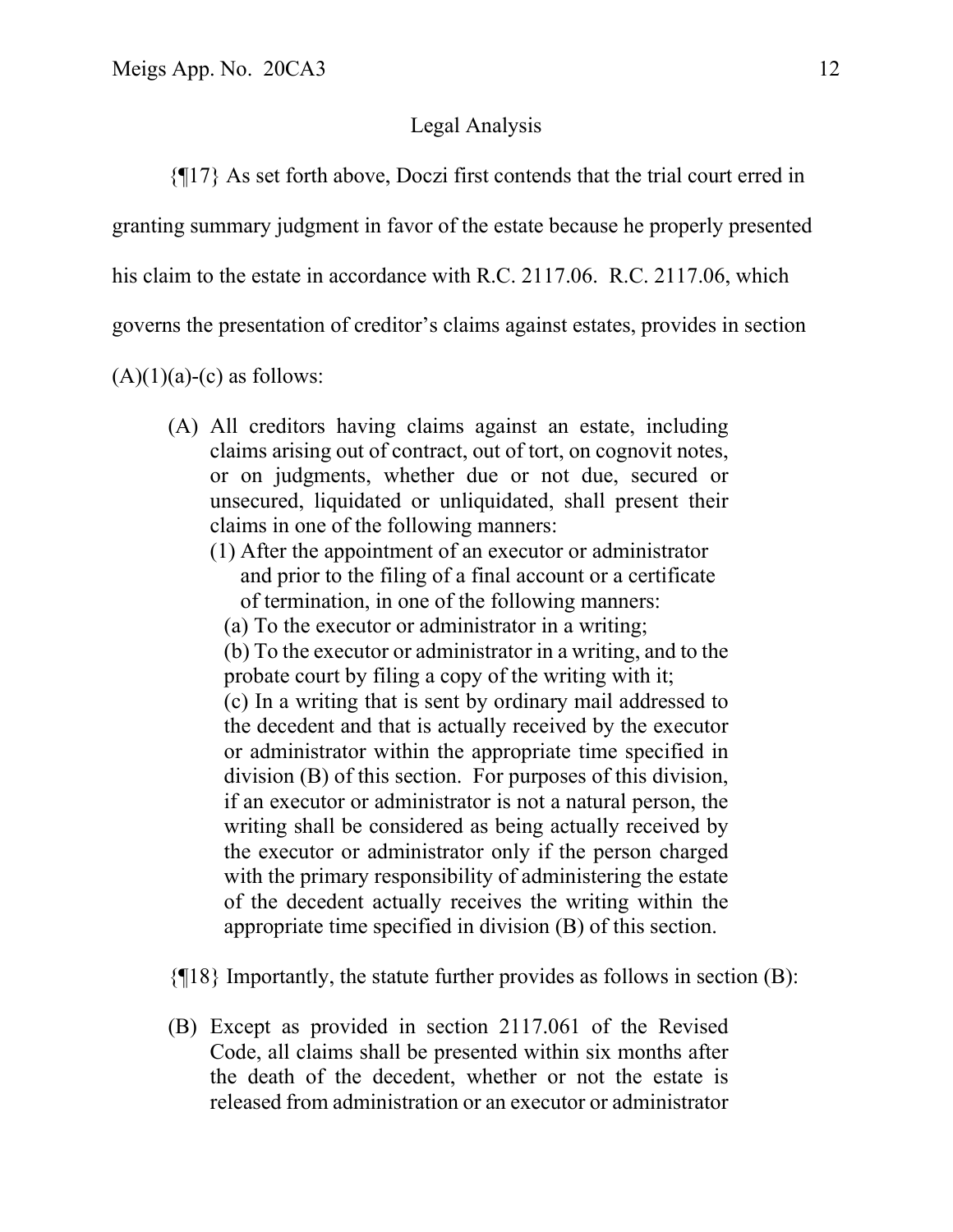Legal Analysis

{¶17} As set forth above, Doczi first contends that the trial court erred in granting summary judgment in favor of the estate because he properly presented his claim to the estate in accordance with R.C. 2117.06. R.C. 2117.06, which governs the presentation of creditor's claims against estates, provides in section (A)(1)(a)-(c) as follows:

> (A) All creditors having claims against an estate, including claims arising out of contract, out of tort, on cognovit notes, or on judgments, whether due or not due, secured or unsecured, liquidated or unliquidated, shall present their claims in one of the following manners:
>
> (1) After the appointment of an executor or administrator and prior to the filing of a final account or a certificate of termination, in one of the following manners:
>
> (a) To the executor or administrator in a writing;
>
> (b) To the executor or administrator in a writing, and to the probate court by filing a copy of the writing with it;
>
> (c) In a writing that is sent by ordinary mail addressed to the decedent and that is actually received by the executor or administrator within the appropriate time specified in division (B) of this section. For purposes of this division, if an executor or administrator is not a natural person, the writing shall be considered as being actually received by the executor or administrator only if the person charged with the primary responsibility of administering the estate of the decedent actually receives the writing within the appropriate time specified in division (B) of this section.

{¶18} Importantly, the statute further provides as follows in section (B):

> (B) Except as provided in section 2117.061 of the Revised Code, all claims shall be presented within six months after the death of the decedent, whether or not the estate is released from administration or an executor or administrator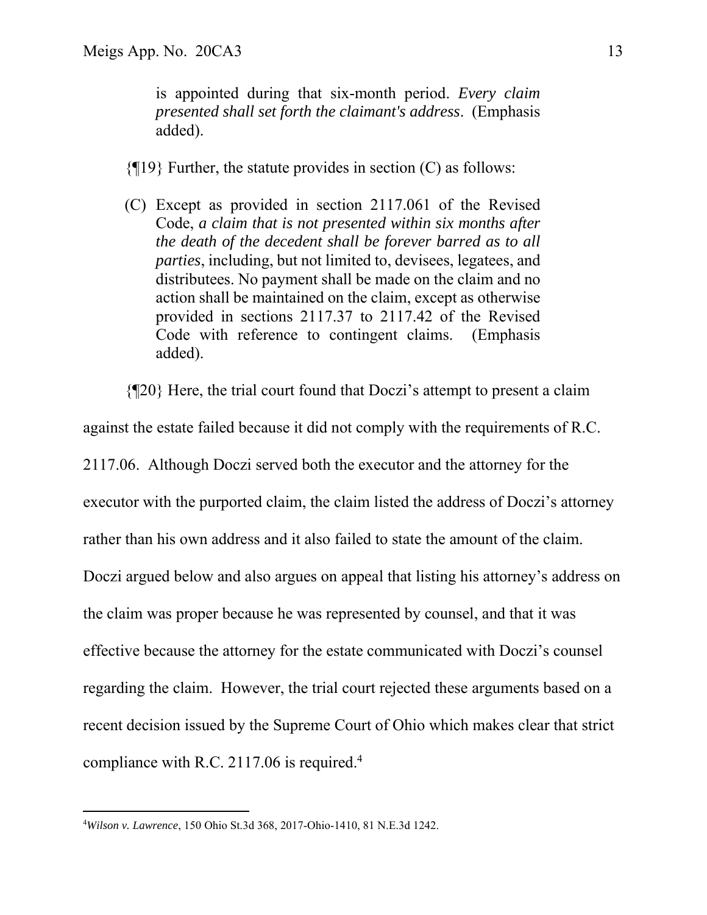> is appointed during that six-month period. *Every claim presented shall set forth the claimant's address*. (Emphasis added).

{¶19} Further, the statute provides in section (C) as follows:

> (C) Except as provided in section 2117.061 of the Revised Code, *a claim that is not presented within six months after the death of the decedent shall be forever barred as to all parties*, including, but not limited to, devisees, legatees, and distributees. No payment shall be made on the claim and no action shall be maintained on the claim, except as otherwise provided in sections 2117.37 to 2117.42 of the Revised Code with reference to contingent claims. (Emphasis added).

{¶20} Here, the trial court found that Doczi's attempt to present a claim against the estate failed because it did not comply with the requirements of R.C. 2117.06. Although Doczi served both the executor and the attorney for the executor with the purported claim, the claim listed the address of Doczi's attorney rather than his own address and it also failed to state the amount of the claim. Doczi argued below and also argues on appeal that listing his attorney's address on the claim was proper because he was represented by counsel, and that it was effective because the attorney for the estate communicated with Doczi's counsel regarding the claim. However, the trial court rejected these arguments based on a recent decision issued by the Supreme Court of Ohio which makes clear that strict compliance with R.C. 2117.06 is required.[4]

---

[4] *Wilson v. Lawrence*, 150 Ohio St.3d 368, 2017-Ohio-1410, 81 N.E.3d 1242.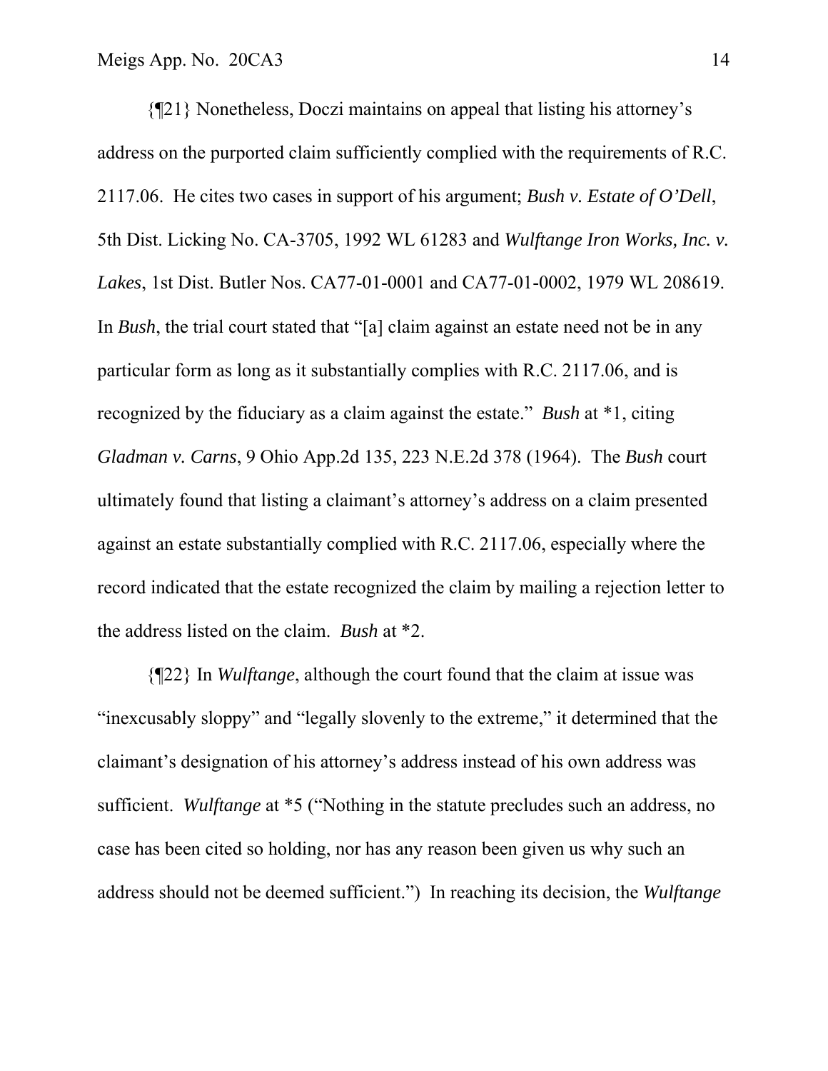{¶21} Nonetheless, Doczi maintains on appeal that listing his attorney's address on the purported claim sufficiently complied with the requirements of R.C. 2117.06. He cites two cases in support of his argument; *Bush v. Estate of O'Dell*, 5th Dist. Licking No. CA-3705, 1992 WL 61283 and *Wulftange Iron Works, Inc. v. Lakes*, 1st Dist. Butler Nos. CA77-01-0001 and CA77-01-0002, 1979 WL 208619. In *Bush*, the trial court stated that "[a] claim against an estate need not be in any particular form as long as it substantially complies with R.C. 2117.06, and is recognized by the fiduciary as a claim against the estate." *Bush* at *1, citing *Gladman v. Carns*, 9 Ohio App.2d 135, 223 N.E.2d 378 (1964). The *Bush* court ultimately found that listing a claimant's attorney's address on a claim presented against an estate substantially complied with R.C. 2117.06, especially where the record indicated that the estate recognized the claim by mailing a rejection letter to the address listed on the claim. *Bush* at *2.

{¶22} In *Wulftange*, although the court found that the claim at issue was "inexcusably sloppy" and "legally slovenly to the extreme," it determined that the claimant's designation of his attorney's address instead of his own address was sufficient. *Wulftange* at *5 ("Nothing in the statute precludes such an address, no case has been cited so holding, nor has any reason been given us why such an address should not be deemed sufficient.") In reaching its decision, the *Wulftange*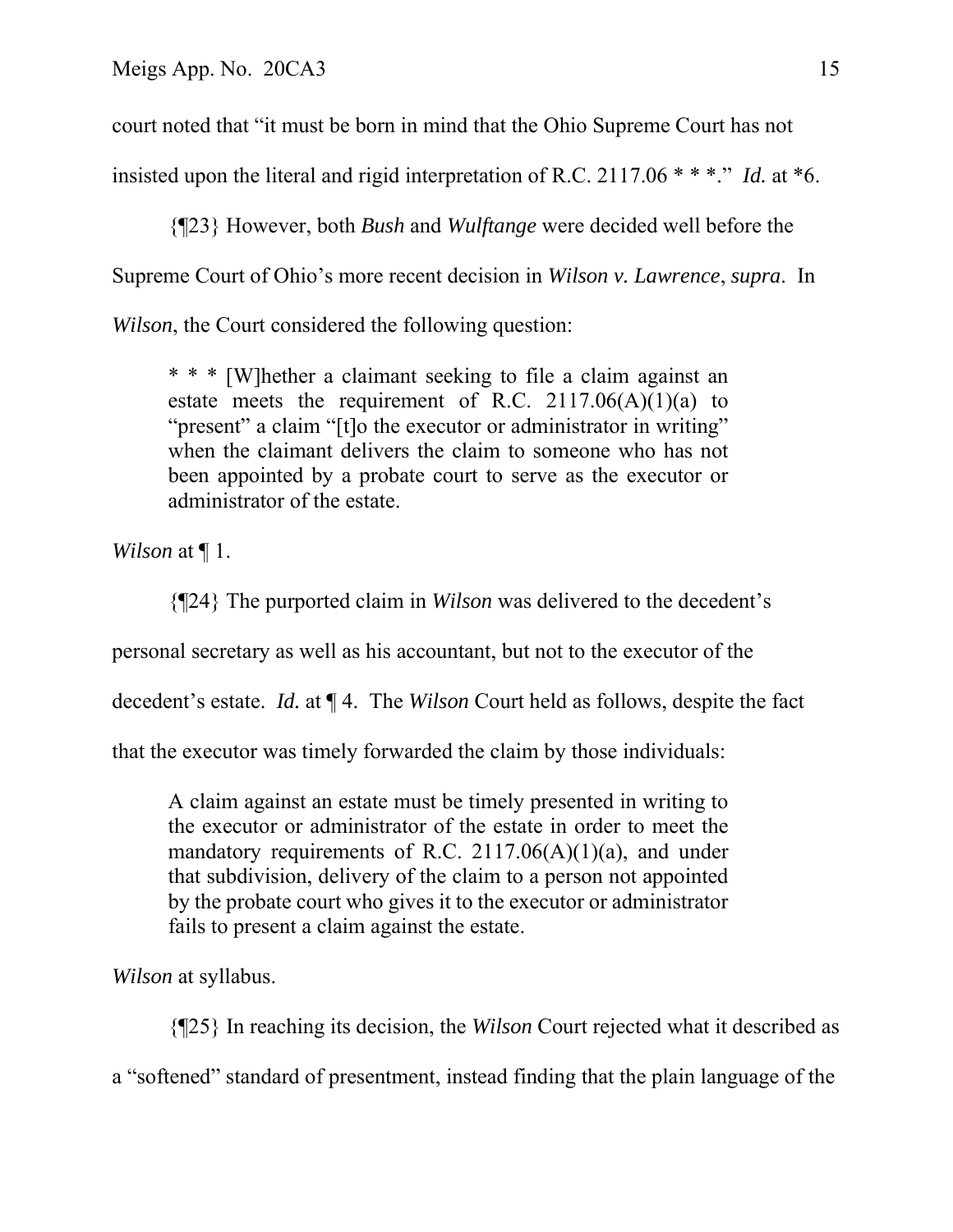court noted that "it must be born in mind that the Ohio Supreme Court has not insisted upon the literal and rigid interpretation of R.C. 2117.06 * * *." *Id.* at *6.

{¶23} However, both *Bush* and *Wulftange* were decided well before the Supreme Court of Ohio's more recent decision in *Wilson v. Lawrence*, *supra*. In *Wilson*, the Court considered the following question:

> * * * [W]hether a claimant seeking to file a claim against an estate meets the requirement of R.C. 2117.06(A)(1)(a) to "present" a claim "[t]o the executor or administrator in writing" when the claimant delivers the claim to someone who has not been appointed by a probate court to serve as the executor or administrator of the estate.

*Wilson* at ¶ 1.

{¶24} The purported claim in *Wilson* was delivered to the decedent's personal secretary as well as his accountant, but not to the executor of the decedent's estate. *Id.* at ¶ 4. The *Wilson* Court held as follows, despite the fact that the executor was timely forwarded the claim by those individuals:

> A claim against an estate must be timely presented in writing to the executor or administrator of the estate in order to meet the mandatory requirements of R.C. 2117.06(A)(1)(a), and under that subdivision, delivery of the claim to a person not appointed by the probate court who gives it to the executor or administrator fails to present a claim against the estate.

*Wilson* at syllabus.

{¶25} In reaching its decision, the *Wilson* Court rejected what it described as a "softened" standard of presentment, instead finding that the plain language of the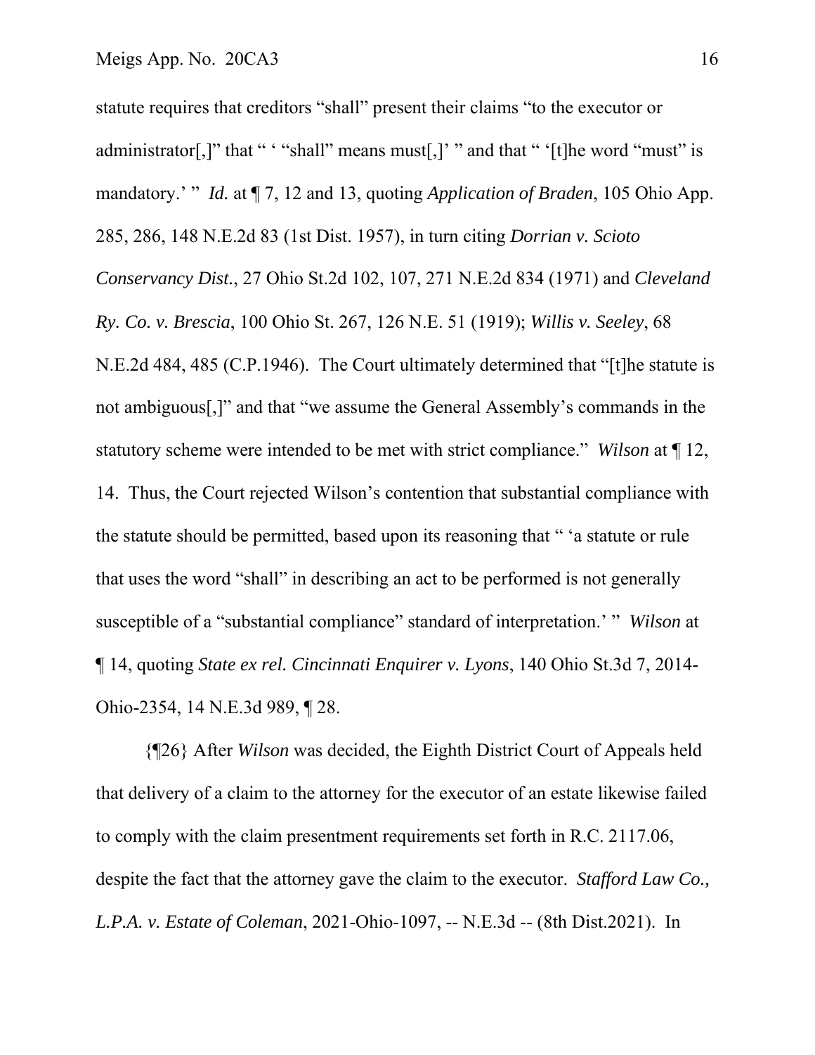statute requires that creditors "shall" present their claims "to the executor or administrator[,]" that " ' "shall" means must[,]' " and that " '[t]he word "must" is mandatory.' " *Id.* at ¶ 7, 12 and 13, quoting *Application of Braden*, 105 Ohio App. 285, 286, 148 N.E.2d 83 (1st Dist. 1957), in turn citing *Dorrian v. Scioto Conservancy Dist.*, 27 Ohio St.2d 102, 107, 271 N.E.2d 834 (1971) and *Cleveland Ry. Co. v. Brescia*, 100 Ohio St. 267, 126 N.E. 51 (1919); *Willis v. Seeley*, 68 N.E.2d 484, 485 (C.P.1946). The Court ultimately determined that "[t]he statute is not ambiguous[,]" and that "we assume the General Assembly's commands in the statutory scheme were intended to be met with strict compliance." *Wilson* at ¶ 12, 14. Thus, the Court rejected Wilson's contention that substantial compliance with the statute should be permitted, based upon its reasoning that " 'a statute or rule that uses the word "shall" in describing an act to be performed is not generally susceptible of a "substantial compliance" standard of interpretation.' " *Wilson* at ¶ 14, quoting *State ex rel. Cincinnati Enquirer v. Lyons*, 140 Ohio St.3d 7, 2014-Ohio-2354, 14 N.E.3d 989, ¶ 28.

{¶26} After *Wilson* was decided, the Eighth District Court of Appeals held that delivery of a claim to the attorney for the executor of an estate likewise failed to comply with the claim presentment requirements set forth in R.C. 2117.06, despite the fact that the attorney gave the claim to the executor. *Stafford Law Co., L.P.A. v. Estate of Coleman*, 2021-Ohio-1097, -- N.E.3d -- (8th Dist.2021). In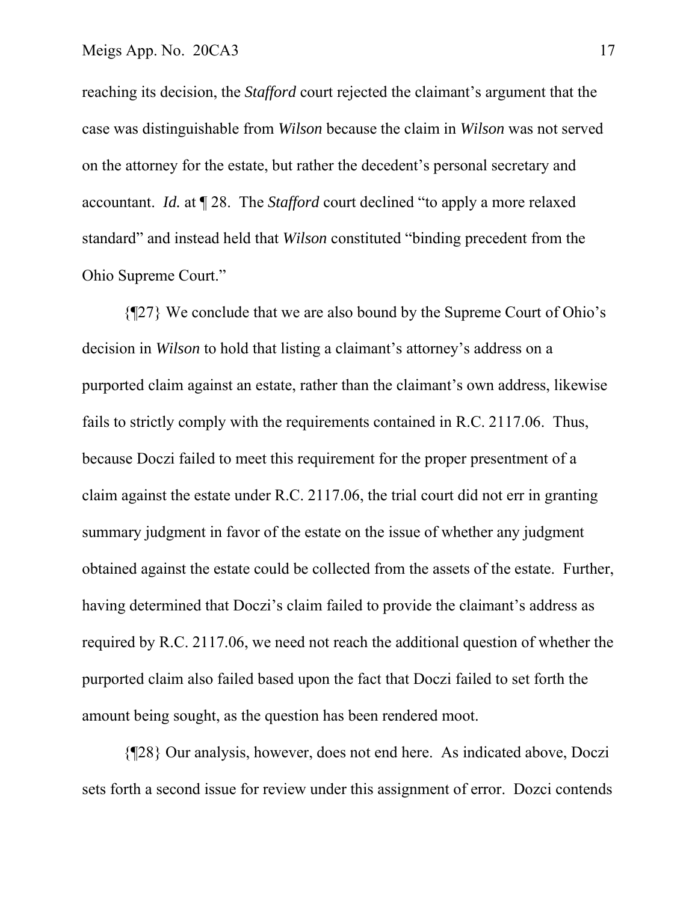reaching its decision, the *Stafford* court rejected the claimant's argument that the case was distinguishable from *Wilson* because the claim in *Wilson* was not served on the attorney for the estate, but rather the decedent's personal secretary and accountant. *Id.* at ¶ 28. The *Stafford* court declined "to apply a more relaxed standard" and instead held that *Wilson* constituted "binding precedent from the Ohio Supreme Court."

{¶27} We conclude that we are also bound by the Supreme Court of Ohio's decision in *Wilson* to hold that listing a claimant's attorney's address on a purported claim against an estate, rather than the claimant's own address, likewise fails to strictly comply with the requirements contained in R.C. 2117.06. Thus, because Doczi failed to meet this requirement for the proper presentment of a claim against the estate under R.C. 2117.06, the trial court did not err in granting summary judgment in favor of the estate on the issue of whether any judgment obtained against the estate could be collected from the assets of the estate. Further, having determined that Doczi's claim failed to provide the claimant's address as required by R.C. 2117.06, we need not reach the additional question of whether the purported claim also failed based upon the fact that Doczi failed to set forth the amount being sought, as the question has been rendered moot.

{¶28} Our analysis, however, does not end here. As indicated above, Doczi sets forth a second issue for review under this assignment of error. Dozci contends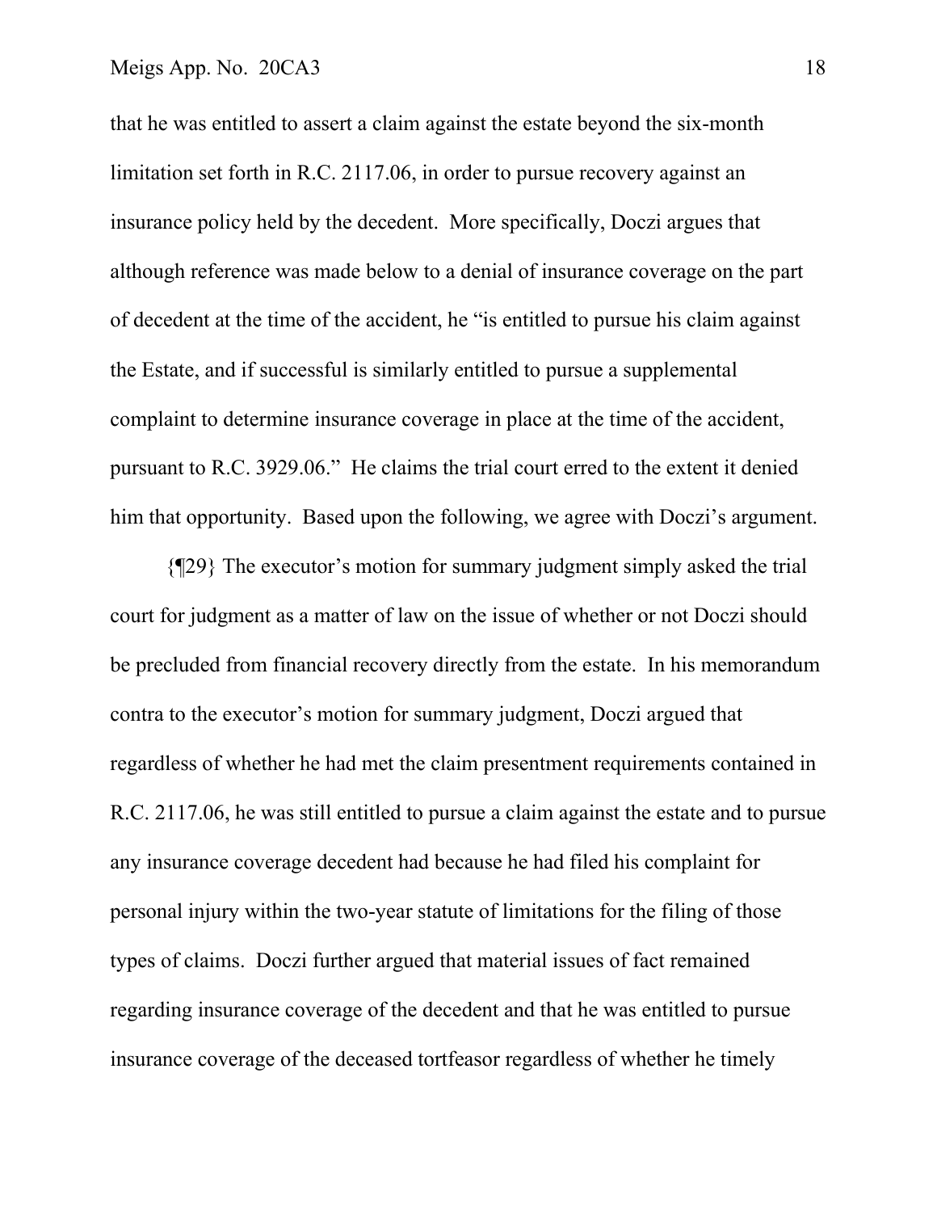that he was entitled to assert a claim against the estate beyond the six-month limitation set forth in R.C. 2117.06, in order to pursue recovery against an insurance policy held by the decedent. More specifically, Doczi argues that although reference was made below to a denial of insurance coverage on the part of decedent at the time of the accident, he "is entitled to pursue his claim against the Estate, and if successful is similarly entitled to pursue a supplemental complaint to determine insurance coverage in place at the time of the accident, pursuant to R.C. 3929.06." He claims the trial court erred to the extent it denied him that opportunity. Based upon the following, we agree with Doczi's argument.

{¶29} The executor's motion for summary judgment simply asked the trial court for judgment as a matter of law on the issue of whether or not Doczi should be precluded from financial recovery directly from the estate. In his memorandum contra to the executor's motion for summary judgment, Doczi argued that regardless of whether he had met the claim presentment requirements contained in R.C. 2117.06, he was still entitled to pursue a claim against the estate and to pursue any insurance coverage decedent had because he had filed his complaint for personal injury within the two-year statute of limitations for the filing of those types of claims. Doczi further argued that material issues of fact remained regarding insurance coverage of the decedent and that he was entitled to pursue insurance coverage of the deceased tortfeasor regardless of whether he timely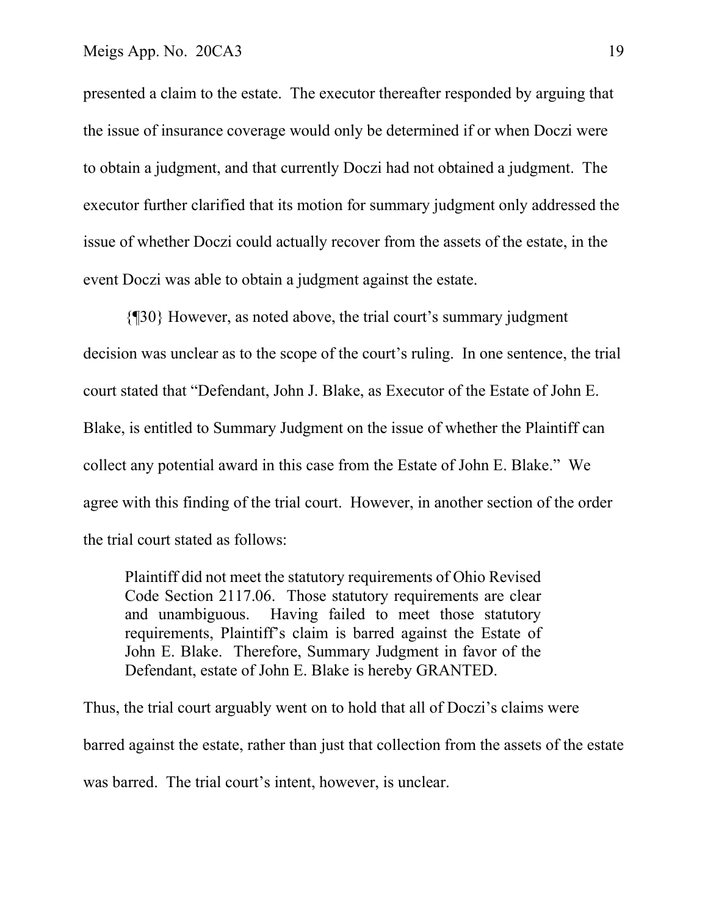presented a claim to the estate. The executor thereafter responded by arguing that the issue of insurance coverage would only be determined if or when Doczi were to obtain a judgment, and that currently Doczi had not obtained a judgment. The executor further clarified that its motion for summary judgment only addressed the issue of whether Doczi could actually recover from the assets of the estate, in the event Doczi was able to obtain a judgment against the estate.

{¶30} However, as noted above, the trial court's summary judgment decision was unclear as to the scope of the court's ruling. In one sentence, the trial court stated that "Defendant, John J. Blake, as Executor of the Estate of John E. Blake, is entitled to Summary Judgment on the issue of whether the Plaintiff can collect any potential award in this case from the Estate of John E. Blake." We agree with this finding of the trial court. However, in another section of the order the trial court stated as follows:

> Plaintiff did not meet the statutory requirements of Ohio Revised Code Section 2117.06. Those statutory requirements are clear and unambiguous. Having failed to meet those statutory requirements, Plaintiff's claim is barred against the Estate of John E. Blake. Therefore, Summary Judgment in favor of the Defendant, estate of John E. Blake is hereby GRANTED.

Thus, the trial court arguably went on to hold that all of Doczi's claims were barred against the estate, rather than just that collection from the assets of the estate was barred. The trial court's intent, however, is unclear.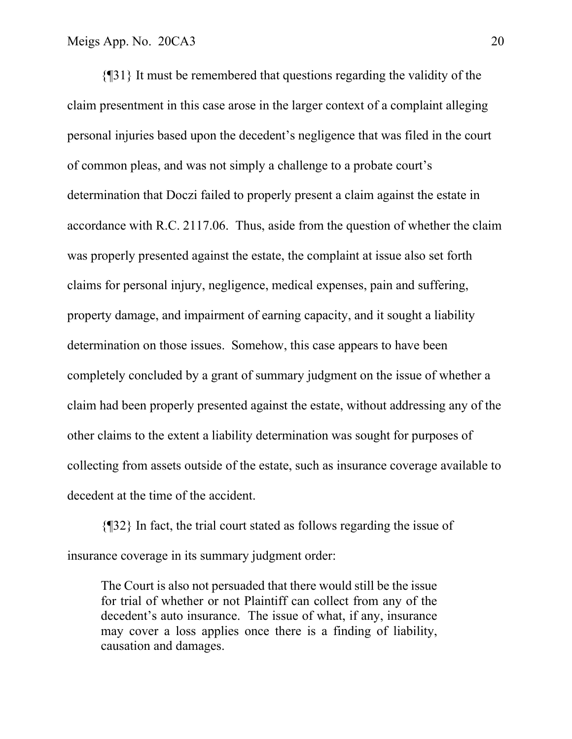{¶31} It must be remembered that questions regarding the validity of the claim presentment in this case arose in the larger context of a complaint alleging personal injuries based upon the decedent's negligence that was filed in the court of common pleas, and was not simply a challenge to a probate court's determination that Doczi failed to properly present a claim against the estate in accordance with R.C. 2117.06. Thus, aside from the question of whether the claim was properly presented against the estate, the complaint at issue also set forth claims for personal injury, negligence, medical expenses, pain and suffering, property damage, and impairment of earning capacity, and it sought a liability determination on those issues. Somehow, this case appears to have been completely concluded by a grant of summary judgment on the issue of whether a claim had been properly presented against the estate, without addressing any of the other claims to the extent a liability determination was sought for purposes of collecting from assets outside of the estate, such as insurance coverage available to decedent at the time of the accident.

{¶32} In fact, the trial court stated as follows regarding the issue of insurance coverage in its summary judgment order:

> The Court is also not persuaded that there would still be the issue for trial of whether or not Plaintiff can collect from any of the decedent's auto insurance. The issue of what, if any, insurance may cover a loss applies once there is a finding of liability, causation and damages.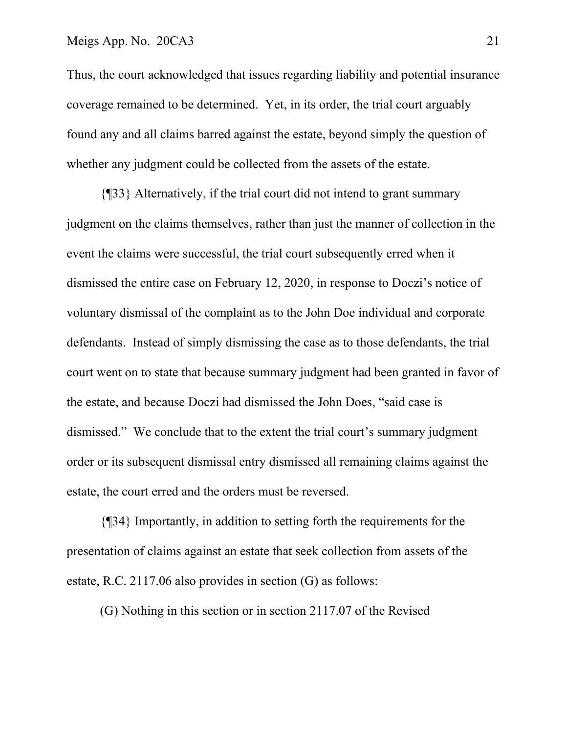Thus, the court acknowledged that issues regarding liability and potential insurance coverage remained to be determined. Yet, in its order, the trial court arguably found any and all claims barred against the estate, beyond simply the question of whether any judgment could be collected from the assets of the estate.

{¶33} Alternatively, if the trial court did not intend to grant summary judgment on the claims themselves, rather than just the manner of collection in the event the claims were successful, the trial court subsequently erred when it dismissed the entire case on February 12, 2020, in response to Doczi's notice of voluntary dismissal of the complaint as to the John Doe individual and corporate defendants. Instead of simply dismissing the case as to those defendants, the trial court went on to state that because summary judgment had been granted in favor of the estate, and because Doczi had dismissed the John Does, "said case is dismissed." We conclude that to the extent the trial court's summary judgment order or its subsequent dismissal entry dismissed all remaining claims against the estate, the court erred and the orders must be reversed.

{¶34} Importantly, in addition to setting forth the requirements for the presentation of claims against an estate that seek collection from assets of the estate, R.C. 2117.06 also provides in section (G) as follows:

(G) Nothing in this section or in section 2117.07 of the Revised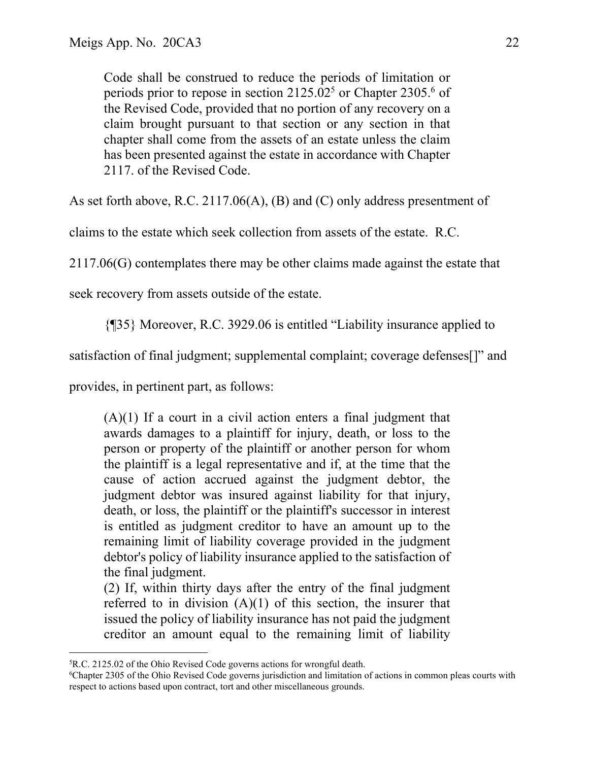> Code shall be construed to reduce the periods of limitation or periods prior to repose in section 2125.02[5] or Chapter 2305.[6] of the Revised Code, provided that no portion of any recovery on a claim brought pursuant to that section or any section in that chapter shall come from the assets of an estate unless the claim has been presented against the estate in accordance with Chapter 2117. of the Revised Code.

As set forth above, R.C. 2117.06(A), (B) and (C) only address presentment of claims to the estate which seek collection from assets of the estate. R.C. 2117.06(G) contemplates there may be other claims made against the estate that seek recovery from assets outside of the estate.

{¶35} Moreover, R.C. 3929.06 is entitled "Liability insurance applied to satisfaction of final judgment; supplemental complaint; coverage defenses[]" and provides, in pertinent part, as follows:

> (A)(1) If a court in a civil action enters a final judgment that awards damages to a plaintiff for injury, death, or loss to the person or property of the plaintiff or another person for whom the plaintiff is a legal representative and if, at the time that the cause of action accrued against the judgment debtor, the judgment debtor was insured against liability for that injury, death, or loss, the plaintiff or the plaintiff's successor in interest is entitled as judgment creditor to have an amount up to the remaining limit of liability coverage provided in the judgment debtor's policy of liability insurance applied to the satisfaction of the final judgment.
>
> (2) If, within thirty days after the entry of the final judgment referred to in division (A)(1) of this section, the insurer that issued the policy of liability insurance has not paid the judgment creditor an amount equal to the remaining limit of liability

---

[5] R.C. 2125.02 of the Ohio Revised Code governs actions for wrongful death.

[6] Chapter 2305 of the Ohio Revised Code governs jurisdiction and limitation of actions in common pleas courts with respect to actions based upon contract, tort and other miscellaneous grounds.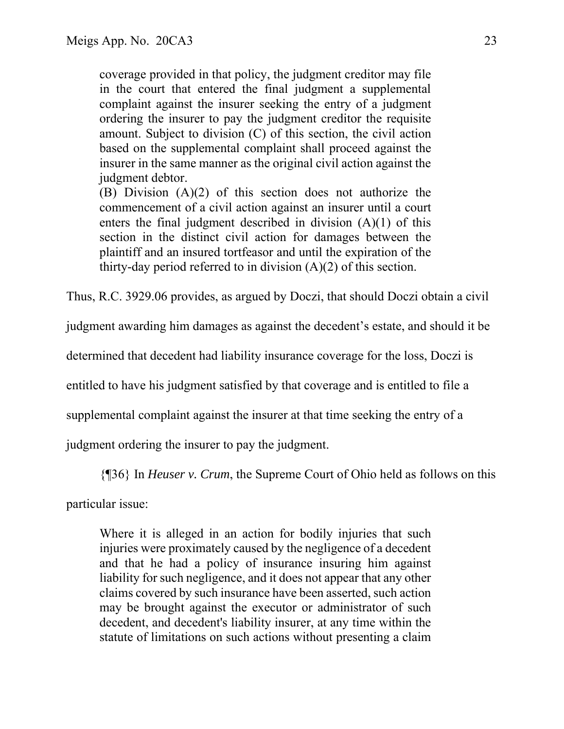> coverage provided in that policy, the judgment creditor may file in the court that entered the final judgment a supplemental complaint against the insurer seeking the entry of a judgment ordering the insurer to pay the judgment creditor the requisite amount. Subject to division (C) of this section, the civil action based on the supplemental complaint shall proceed against the insurer in the same manner as the original civil action against the judgment debtor.
>
> (B) Division (A)(2) of this section does not authorize the commencement of a civil action against an insurer until a court enters the final judgment described in division (A)(1) of this section in the distinct civil action for damages between the plaintiff and an insured tortfeasor and until the expiration of the thirty-day period referred to in division (A)(2) of this section.

Thus, R.C. 3929.06 provides, as argued by Doczi, that should Doczi obtain a civil judgment awarding him damages as against the decedent's estate, and should it be determined that decedent had liability insurance coverage for the loss, Doczi is entitled to have his judgment satisfied by that coverage and is entitled to file a supplemental complaint against the insurer at that time seeking the entry of a judgment ordering the insurer to pay the judgment.

{¶36} In *Heuser v. Crum*, the Supreme Court of Ohio held as follows on this particular issue:

> Where it is alleged in an action for bodily injuries that such injuries were proximately caused by the negligence of a decedent and that he had a policy of insurance insuring him against liability for such negligence, and it does not appear that any other claims covered by such insurance have been asserted, such action may be brought against the executor or administrator of such decedent, and decedent's liability insurer, at any time within the statute of limitations on such actions without presenting a claim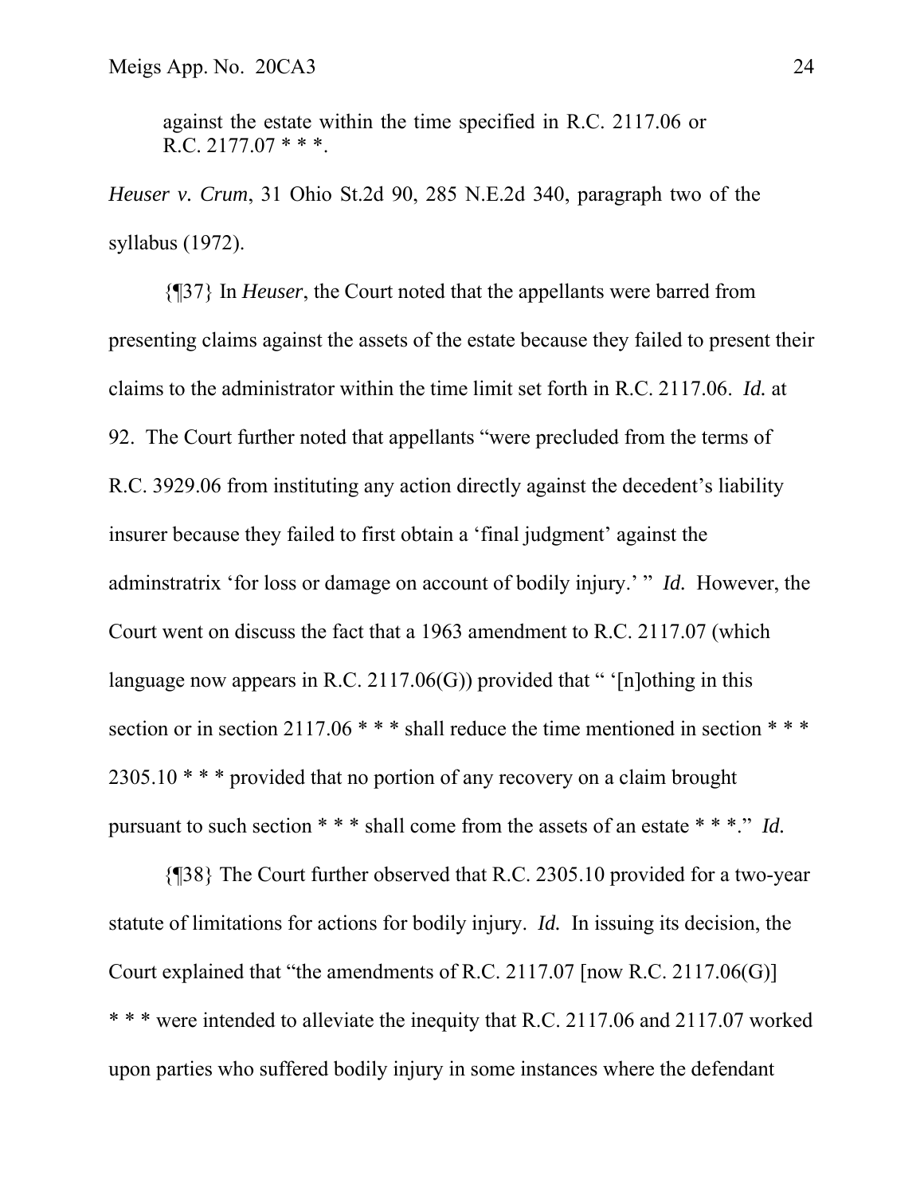against the estate within the time specified in R.C. 2117.06 or R.C. 2177.07 * * *.

*Heuser v. Crum*, 31 Ohio St.2d 90, 285 N.E.2d 340, paragraph two of the syllabus (1972).

{¶37} In *Heuser*, the Court noted that the appellants were barred from presenting claims against the assets of the estate because they failed to present their claims to the administrator within the time limit set forth in R.C. 2117.06. *Id.* at 92. The Court further noted that appellants "were precluded from the terms of R.C. 3929.06 from instituting any action directly against the decedent's liability insurer because they failed to first obtain a 'final judgment' against the adminstratrix 'for loss or damage on account of bodily injury.' " *Id.* However, the Court went on discuss the fact that a 1963 amendment to R.C. 2117.07 (which language now appears in R.C. 2117.06(G)) provided that " '[n]othing in this section or in section 2117.06 * * * shall reduce the time mentioned in section * * * 2305.10 * * * provided that no portion of any recovery on a claim brought pursuant to such section * * * shall come from the assets of an estate * * *." *Id.*

{¶38} The Court further observed that R.C. 2305.10 provided for a two-year statute of limitations for actions for bodily injury. *Id.* In issuing its decision, the Court explained that "the amendments of R.C. 2117.07 [now R.C. 2117.06(G)] * * * were intended to alleviate the inequity that R.C. 2117.06 and 2117.07 worked upon parties who suffered bodily injury in some instances where the defendant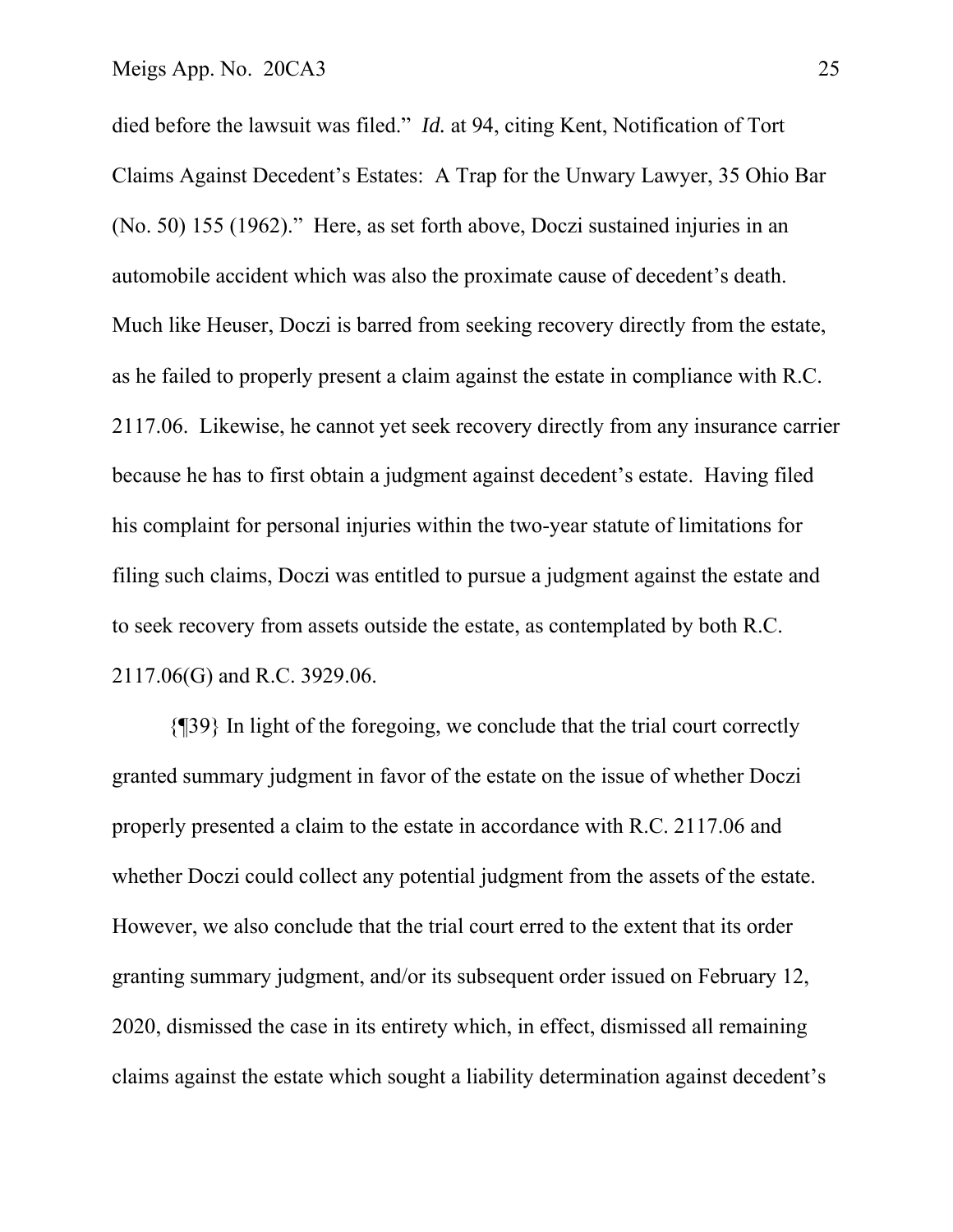died before the lawsuit was filed." *Id.* at 94, citing Kent, Notification of Tort Claims Against Decedent's Estates: A Trap for the Unwary Lawyer, 35 Ohio Bar (No. 50) 155 (1962)." Here, as set forth above, Doczi sustained injuries in an automobile accident which was also the proximate cause of decedent's death. Much like Heuser, Doczi is barred from seeking recovery directly from the estate, as he failed to properly present a claim against the estate in compliance with R.C. 2117.06. Likewise, he cannot yet seek recovery directly from any insurance carrier because he has to first obtain a judgment against decedent's estate. Having filed his complaint for personal injuries within the two-year statute of limitations for filing such claims, Doczi was entitled to pursue a judgment against the estate and to seek recovery from assets outside the estate, as contemplated by both R.C. 2117.06(G) and R.C. 3929.06.

{¶39} In light of the foregoing, we conclude that the trial court correctly granted summary judgment in favor of the estate on the issue of whether Doczi properly presented a claim to the estate in accordance with R.C. 2117.06 and whether Doczi could collect any potential judgment from the assets of the estate. However, we also conclude that the trial court erred to the extent that its order granting summary judgment, and/or its subsequent order issued on February 12, 2020, dismissed the case in its entirety which, in effect, dismissed all remaining claims against the estate which sought a liability determination against decedent's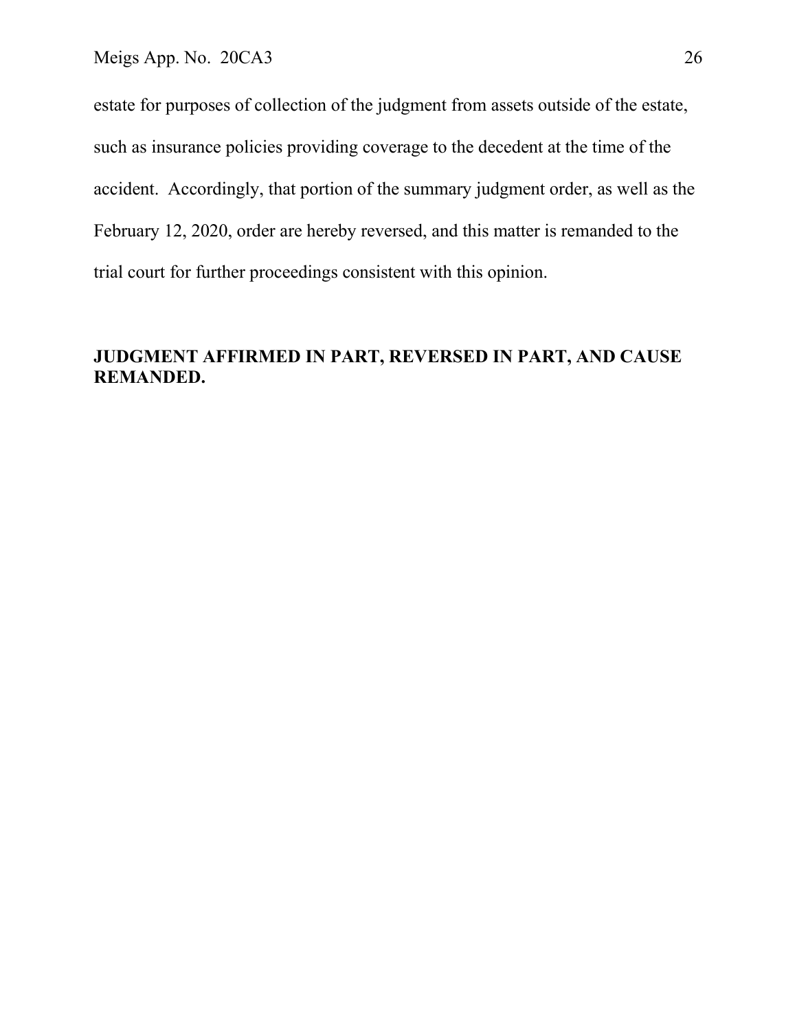estate for purposes of collection of the judgment from assets outside of the estate, such as insurance policies providing coverage to the decedent at the time of the accident. Accordingly, that portion of the summary judgment order, as well as the February 12, 2020, order are hereby reversed, and this matter is remanded to the trial court for further proceedings consistent with this opinion.

**JUDGMENT AFFIRMED IN PART, REVERSED IN PART, AND CAUSE REMANDED.**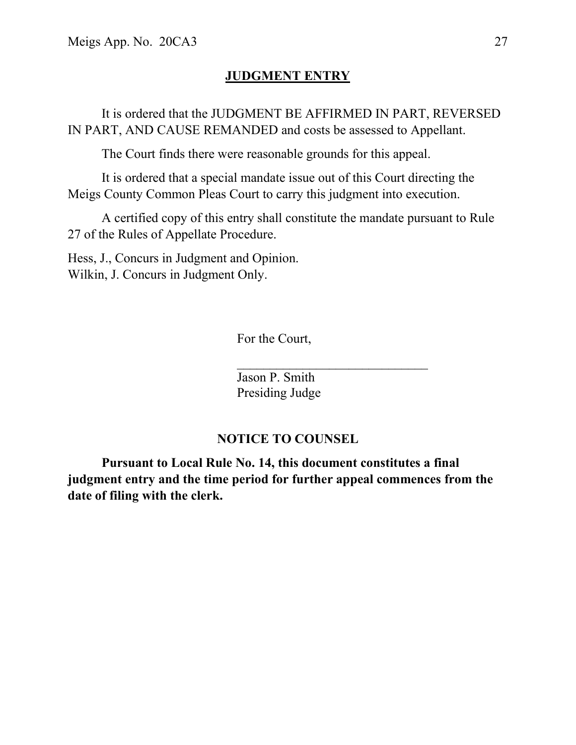## JUDGMENT ENTRY

It is ordered that the JUDGMENT BE AFFIRMED IN PART, REVERSED IN PART, AND CAUSE REMANDED and costs be assessed to Appellant.

The Court finds there were reasonable grounds for this appeal.

It is ordered that a special mandate issue out of this Court directing the Meigs County Common Pleas Court to carry this judgment into execution.

A certified copy of this entry shall constitute the mandate pursuant to Rule 27 of the Rules of Appellate Procedure.

Hess, J., Concurs in Judgment and Opinion.
Wilkin, J. Concurs in Judgment Only.

For the Court,

______________________________
Jason P. Smith
Presiding Judge

### NOTICE TO COUNSEL

**Pursuant to Local Rule No. 14, this document constitutes a final judgment entry and the time period for further appeal commences from the date of filing with the clerk.**